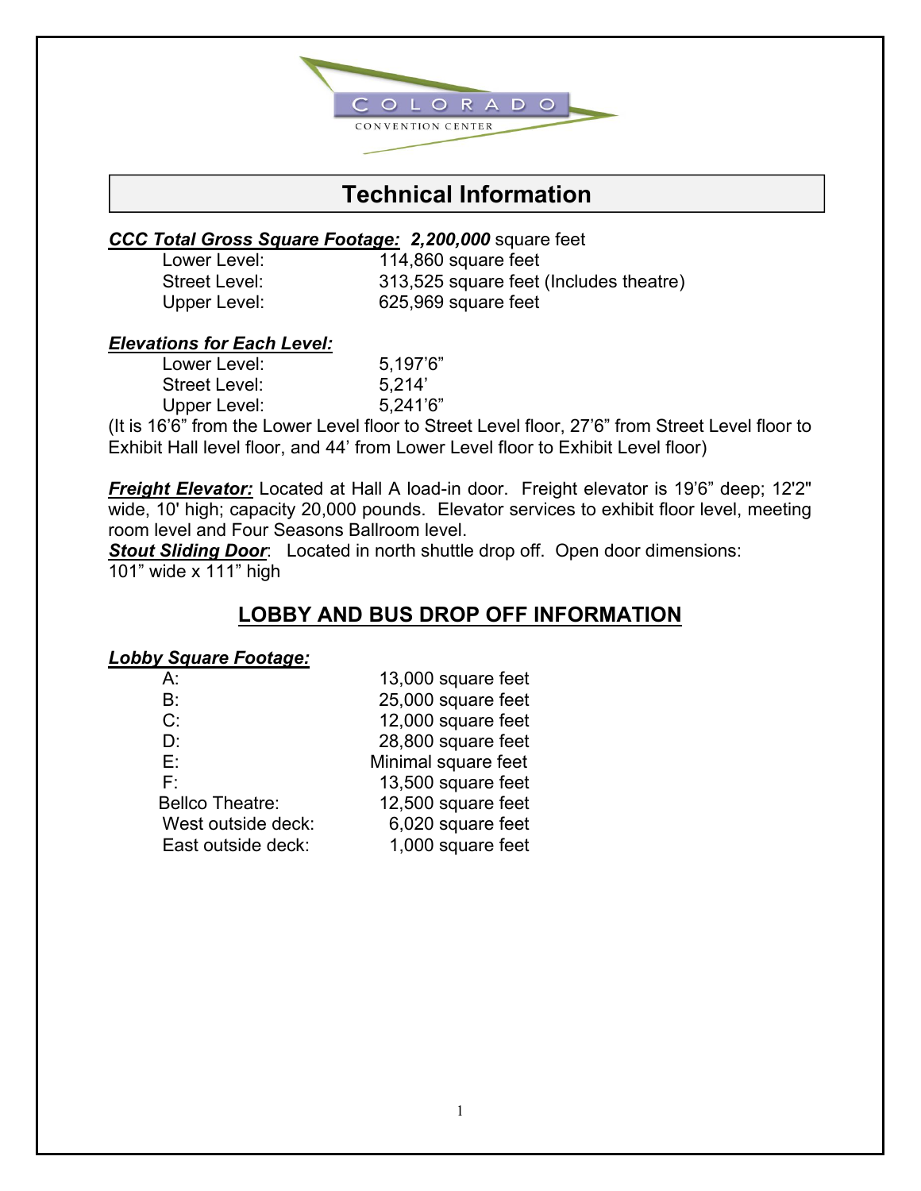COLORADO CONVENTION CENTER

# Technical Information

***CCC Total Gross Square Footage:*** ***2,200,000*** square feet

| | |
|---|---|
| Lower Level: | 114,860 square feet |
| Street Level: | 313,525 square feet (Includes theatre) |
| Upper Level: | 625,969 square feet |

***Elevations for Each Level:***

| | |
|---|---|
| Lower Level: | 5,197'6" |
| Street Level: | 5,214' |
| Upper Level: | 5,241'6" |

(It is 16'6" from the Lower Level floor to Street Level floor, 27'6" from Street Level floor to Exhibit Hall level floor, and 44' from Lower Level floor to Exhibit Level floor)

***Freight Elevator:*** Located at Hall A load-in door. Freight elevator is 19'6" deep; 12'2" wide, 10' high; capacity 20,000 pounds. Elevator services to exhibit floor level, meeting room level and Four Seasons Ballroom level.

***Stout Sliding Door***: Located in north shuttle drop off. Open door dimensions: 101" wide x 111" high

## LOBBY AND BUS DROP OFF INFORMATION

***Lobby Square Footage:***

| | |
|---|---|
| A: | 13,000 square feet |
| B: | 25,000 square feet |
| C: | 12,000 square feet |
| D: | 28,800 square feet |
| E: | Minimal square feet |
| F: | 13,500 square feet |
| Bellco Theatre: | 12,500 square feet |
| West outside deck: | 6,020 square feet |
| East outside deck: | 1,000 square feet |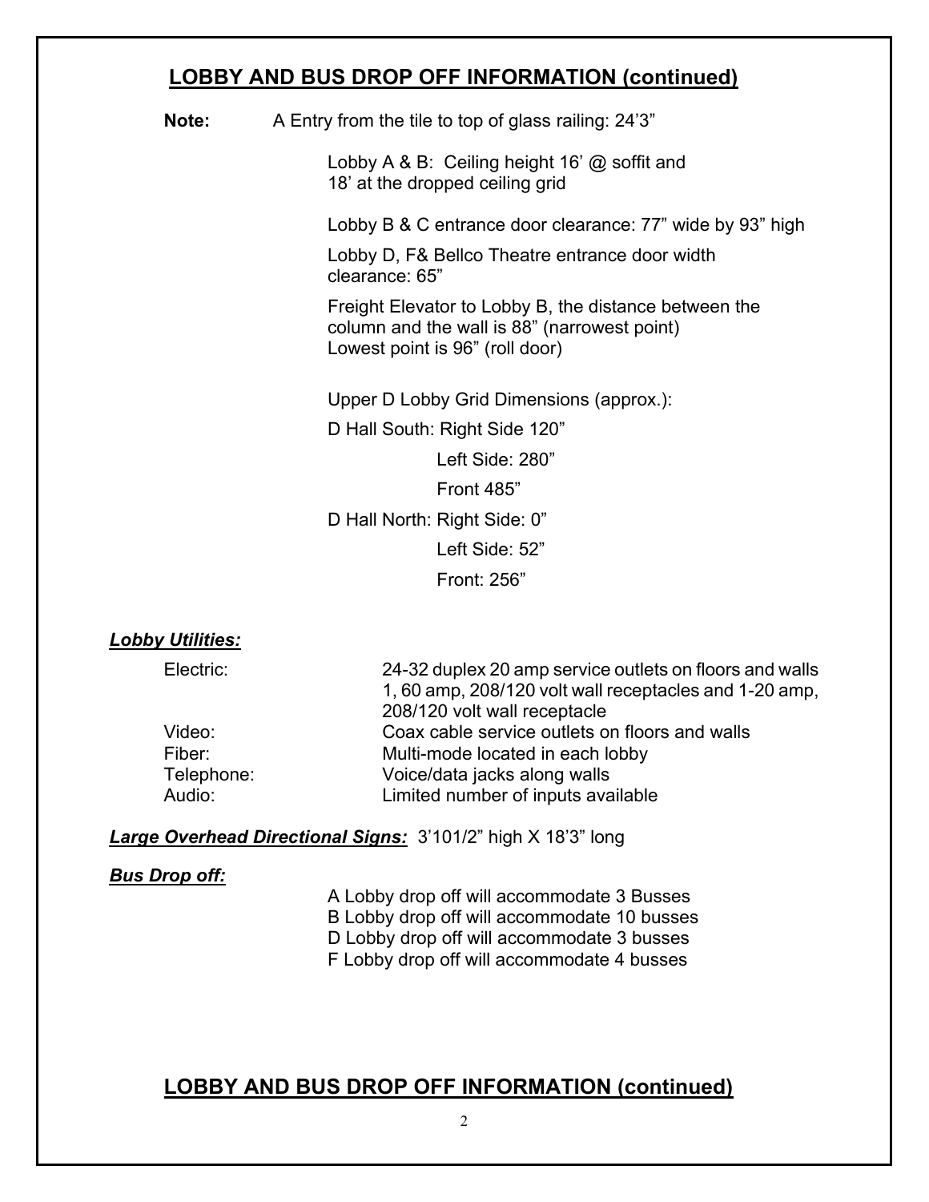## LOBBY AND BUS DROP OFF INFORMATION (continued)

**Note:** A Entry from the tile to top of glass railing: 24'3"

Lobby A & B: Ceiling height 16' @ soffit and 18' at the dropped ceiling grid

Lobby B & C entrance door clearance: 77" wide by 93" high

Lobby D, F& Bellco Theatre entrance door width clearance: 65"

Freight Elevator to Lobby B, the distance between the column and the wall is 88" (narrowest point)
Lowest point is 96" (roll door)

Upper D Lobby Grid Dimensions (approx.):

D Hall South: Right Side 120"

Left Side: 280"

Front 485"

D Hall North: Right Side: 0"

Left Side: 52"

Front: 256"

***Lobby Utilities:***

| | |
|---|---|
| Electric: | 24-32 duplex 20 amp service outlets on floors and walls 1, 60 amp, 208/120 volt wall receptacles and 1-20 amp, 208/120 volt wall receptacle |
| Video: | Coax cable service outlets on floors and walls |
| Fiber: | Multi-mode located in each lobby |
| Telephone: | Voice/data jacks along walls |
| Audio: | Limited number of inputs available |

***Large Overhead Directional Signs:*** 3'101/2" high X 18'3" long

***Bus Drop off:***

A Lobby drop off will accommodate 3 Busses
B Lobby drop off will accommodate 10 busses
D Lobby drop off will accommodate 3 busses
F Lobby drop off will accommodate 4 busses

## LOBBY AND BUS DROP OFF INFORMATION (continued)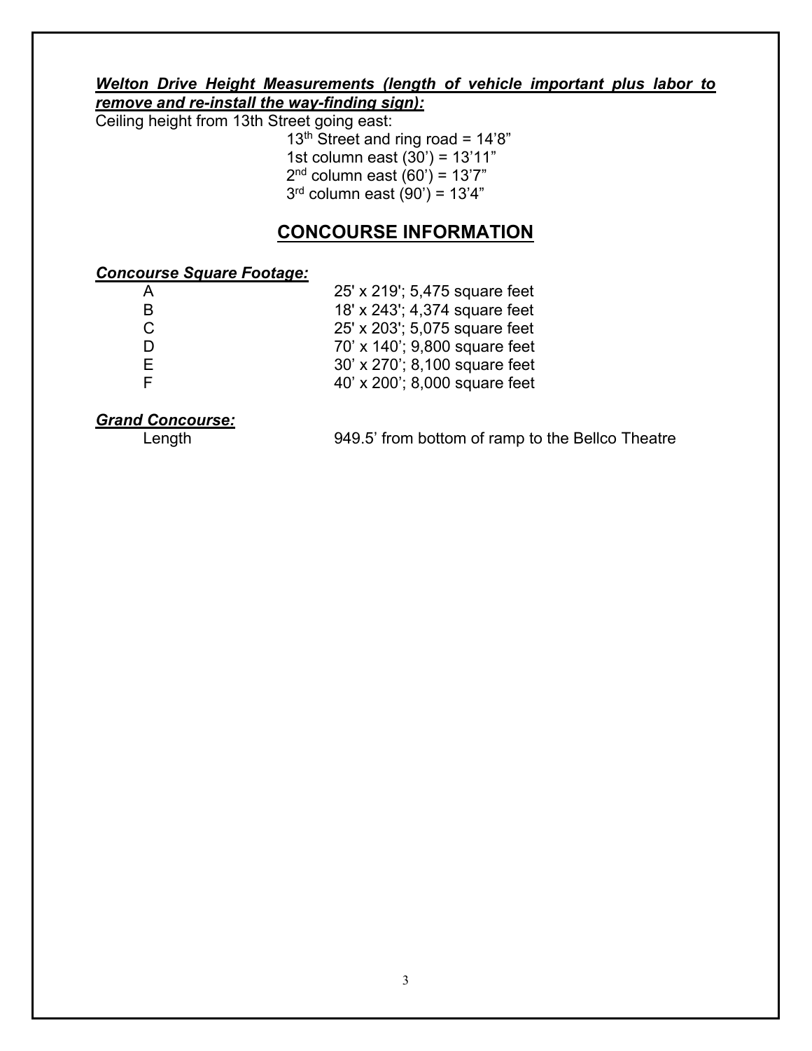***Welton Drive Height Measurements (length of vehicle important plus labor to remove and re-install the way-finding sign):***

Ceiling height from 13th Street going east:

13th Street and ring road = 14’8”
1st column east (30’) = 13’11”
2nd column east (60’) = 13’7”
3rd column east (90’) = 13’4”

## CONCOURSE INFORMATION

***Concourse Square Footage:***

| | |
|---|---|
| A | 25' x 219'; 5,475 square feet |
| B | 18' x 243'; 4,374 square feet |
| C | 25' x 203'; 5,075 square feet |
| D | 70’ x 140’; 9,800 square feet |
| E | 30’ x 270’; 8,100 square feet |
| F | 40’ x 200’; 8,000 square feet |

***Grand Concourse:***

| | |
|---|---|
| Length | 949.5’ from bottom of ramp to the Bellco Theatre |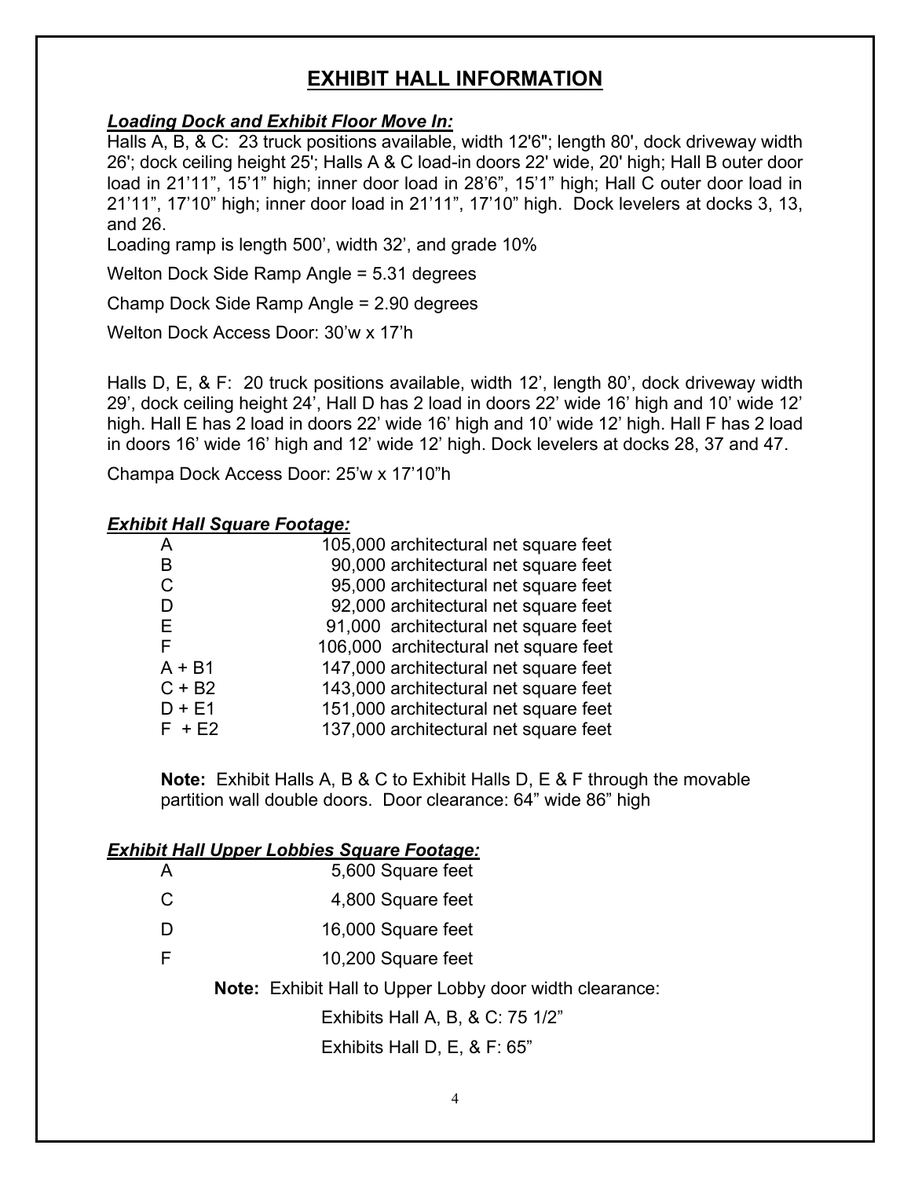# EXHIBIT HALL INFORMATION

***Loading Dock and Exhibit Floor Move In:***

Halls A, B, & C: 23 truck positions available, width 12'6"; length 80', dock driveway width 26'; dock ceiling height 25'; Halls A & C load-in doors 22' wide, 20' high; Hall B outer door load in 21’11”, 15’1” high; inner door load in 28’6”, 15’1” high; Hall C outer door load in 21’11”, 17’10” high; inner door load in 21’11”, 17’10” high. Dock levelers at docks 3, 13, and 26.

Loading ramp is length 500’, width 32’, and grade 10%

Welton Dock Side Ramp Angle = 5.31 degrees

Champ Dock Side Ramp Angle = 2.90 degrees

Welton Dock Access Door: 30’w x 17’h

Halls D, E, & F: 20 truck positions available, width 12’, length 80’, dock driveway width 29’, dock ceiling height 24’, Hall D has 2 load in doors 22’ wide 16’ high and 10’ wide 12’ high. Hall E has 2 load in doors 22’ wide 16’ high and 10’ wide 12’ high. Hall F has 2 load in doors 16’ wide 16’ high and 12’ wide 12’ high. Dock levelers at docks 28, 37 and 47.

Champa Dock Access Door: 25’w x 17’10”h

***Exhibit Hall Square Footage:***

| Hall | Square Footage |
|---|---|
| A | 105,000 architectural net square feet |
| B | 90,000 architectural net square feet |
| C | 95,000 architectural net square feet |
| D | 92,000 architectural net square feet |
| E | 91,000 architectural net square feet |
| F | 106,000 architectural net square feet |
| A + B1 | 147,000 architectural net square feet |
| C + B2 | 143,000 architectural net square feet |
| D + E1 | 151,000 architectural net square feet |
| F + E2 | 137,000 architectural net square feet |

**Note:** Exhibit Halls A, B & C to Exhibit Halls D, E & F through the movable partition wall double doors. Door clearance: 64” wide 86” high

***Exhibit Hall Upper Lobbies Square Footage:***

| Hall | Square Footage |
|---|---|
| A | 5,600 Square feet |
| C | 4,800 Square feet |
| D | 16,000 Square feet |
| F | 10,200 Square feet |

**Note:** Exhibit Hall to Upper Lobby door width clearance:

Exhibits Hall A, B, & C: 75 1/2”

Exhibits Hall D, E, & F: 65”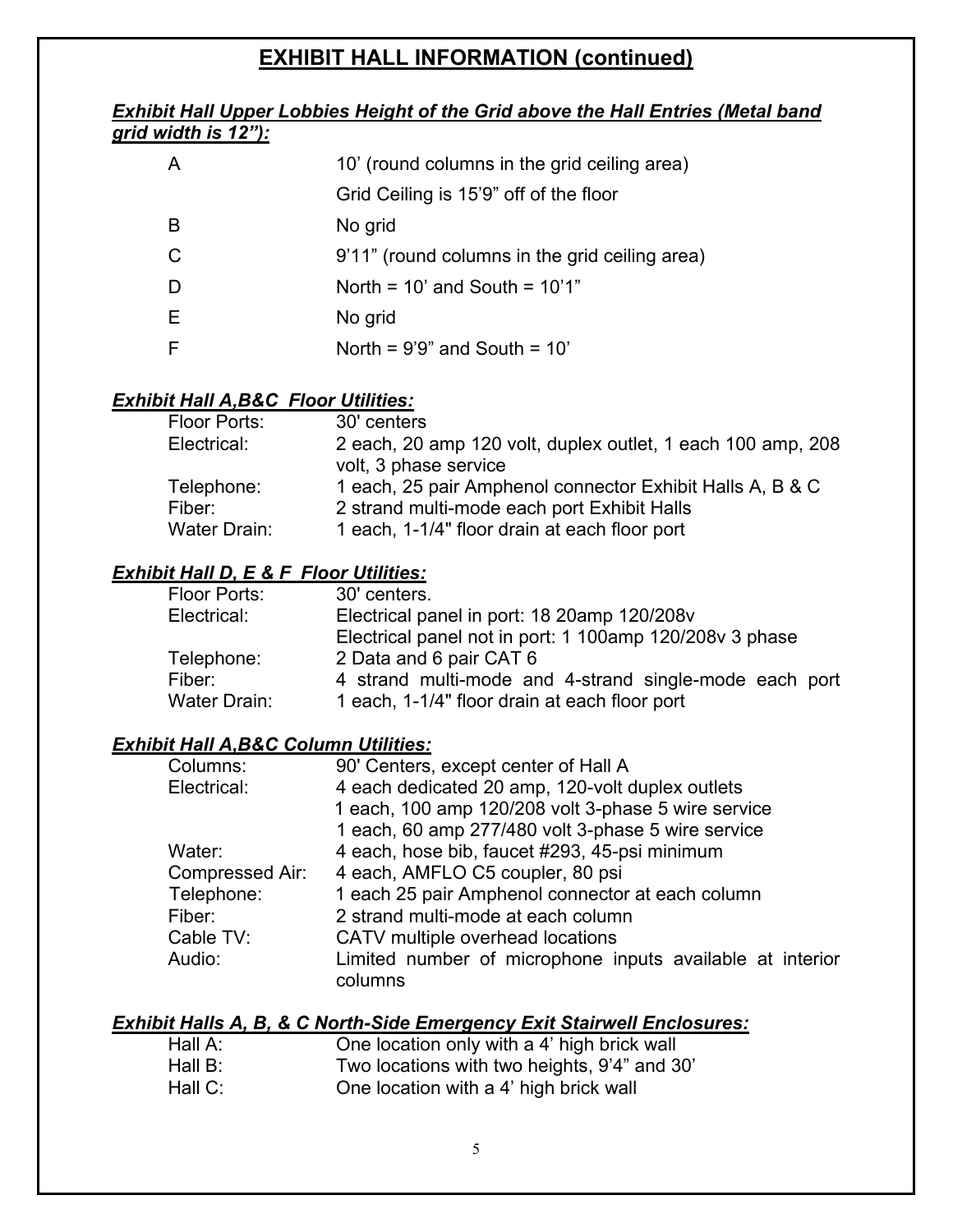## EXHIBIT HALL INFORMATION (continued)

***Exhibit Hall Upper Lobbies Height of the Grid above the Hall Entries (Metal band grid width is 12"):***

| | |
|---|---|
| A | 10' (round columns in the grid ceiling area) |
| | Grid Ceiling is 15'9" off of the floor |
| B | No grid |
| C | 9'11" (round columns in the grid ceiling area) |
| D | North = 10' and South = 10'1" |
| E | No grid |
| F | North = 9'9" and South = 10' |

***Exhibit Hall A,B&C Floor Utilities:***

| | |
|---|---|
| Floor Ports: | 30' centers |
| Electrical: | 2 each, 20 amp 120 volt, duplex outlet, 1 each 100 amp, 208 volt, 3 phase service |
| Telephone: | 1 each, 25 pair Amphenol connector Exhibit Halls A, B & C |
| Fiber: | 2 strand multi-mode each port Exhibit Halls |
| Water Drain: | 1 each, 1-1/4" floor drain at each floor port |

***Exhibit Hall D, E & F Floor Utilities:***

| | |
|---|---|
| Floor Ports: | 30' centers. |
| Electrical: | Electrical panel in port: 18 20amp 120/208v |
| | Electrical panel not in port: 1 100amp 120/208v 3 phase |
| Telephone: | 2 Data and 6 pair CAT 6 |
| Fiber: | 4 strand multi-mode and 4-strand single-mode each port |
| Water Drain: | 1 each, 1-1/4" floor drain at each floor port |

***Exhibit Hall A,B&C Column Utilities:***

| | |
|---|---|
| Columns: | 90' Centers, except center of Hall A |
| Electrical: | 4 each dedicated 20 amp, 120-volt duplex outlets |
| | 1 each, 100 amp 120/208 volt 3-phase 5 wire service |
| | 1 each, 60 amp 277/480 volt 3-phase 5 wire service |
| Water: | 4 each, hose bib, faucet #293, 45-psi minimum |
| Compressed Air: | 4 each, AMFLO C5 coupler, 80 psi |
| Telephone: | 1 each 25 pair Amphenol connector at each column |
| Fiber: | 2 strand multi-mode at each column |
| Cable TV: | CATV multiple overhead locations |
| Audio: | Limited number of microphone inputs available at interior columns |

***Exhibit Halls A, B, & C North-Side Emergency Exit Stairwell Enclosures:***

| | |
|---|---|
| Hall A: | One location only with a 4' high brick wall |
| Hall B: | Two locations with two heights, 9'4" and 30' |
| Hall C: | One location with a 4' high brick wall |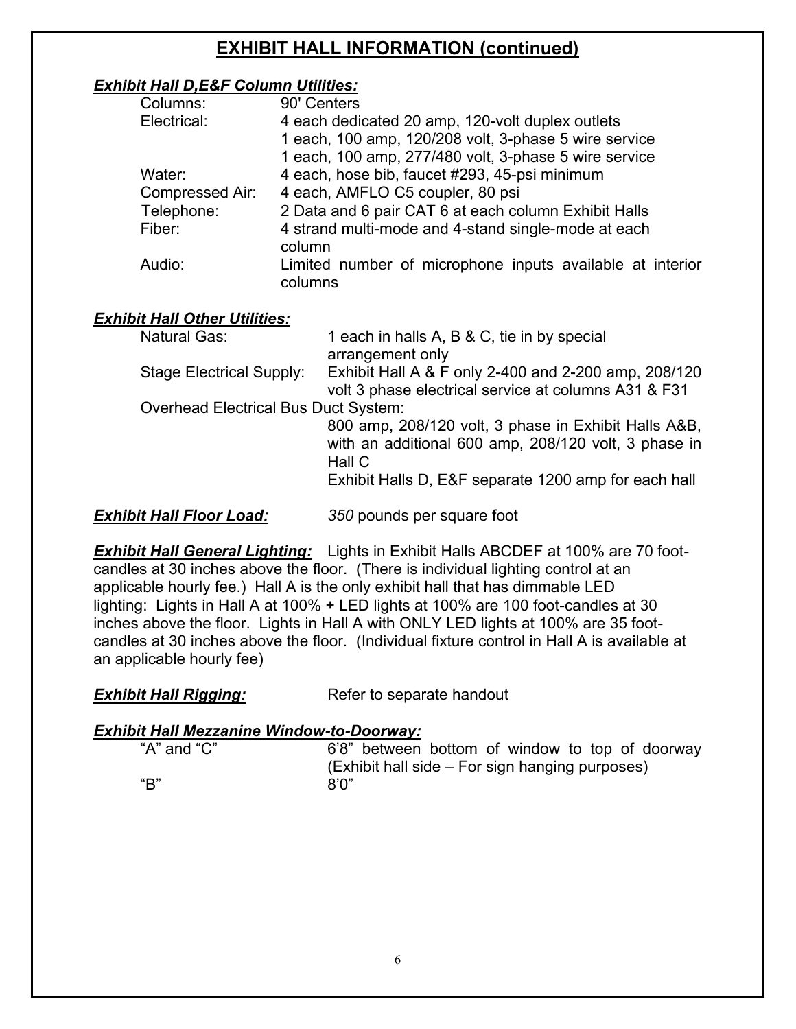## EXHIBIT HALL INFORMATION (continued)

***Exhibit Hall D,E&F Column Utilities:***

| | |
|---|---|
| Columns: | 90' Centers |
| Electrical: | 4 each dedicated 20 amp, 120-volt duplex outlets<br>1 each, 100 amp, 120/208 volt, 3-phase 5 wire service<br>1 each, 100 amp, 277/480 volt, 3-phase 5 wire service |
| Water: | 4 each, hose bib, faucet #293, 45-psi minimum |
| Compressed Air: | 4 each, AMFLO C5 coupler, 80 psi |
| Telephone: | 2 Data and 6 pair CAT 6 at each column Exhibit Halls |
| Fiber: | 4 strand multi-mode and 4-stand single-mode at each column |
| Audio: | Limited number of microphone inputs available at interior columns |

***Exhibit Hall Other Utilities:***

| | |
|---|---|
| Natural Gas: | 1 each in halls A, B & C, tie in by special arrangement only |
| Stage Electrical Supply: | Exhibit Hall A & F only 2-400 and 2-200 amp, 208/120 volt 3 phase electrical service at columns A31 & F31 |

Overhead Electrical Bus Duct System:

800 amp, 208/120 volt, 3 phase in Exhibit Halls A&B, with an additional 600 amp, 208/120 volt, 3 phase in Hall C

Exhibit Halls D, E&F separate 1200 amp for each hall

***Exhibit Hall Floor Load:*** *350* pounds per square foot

***Exhibit Hall General Lighting:*** Lights in Exhibit Halls ABCDEF at 100% are 70 foot-candles at 30 inches above the floor. (There is individual lighting control at an applicable hourly fee.) Hall A is the only exhibit hall that has dimmable LED lighting: Lights in Hall A at 100% + LED lights at 100% are 100 foot-candles at 30 inches above the floor. Lights in Hall A with ONLY LED lights at 100% are 35 foot-candles at 30 inches above the floor. (Individual fixture control in Hall A is available at an applicable hourly fee)

***Exhibit Hall Rigging:*** Refer to separate handout

***Exhibit Hall Mezzanine Window-to-Doorway:***

| | |
|---|---|
| "A" and "C" | 6'8" between bottom of window to top of doorway (Exhibit hall side – For sign hanging purposes) |
| "B" | 8'0" |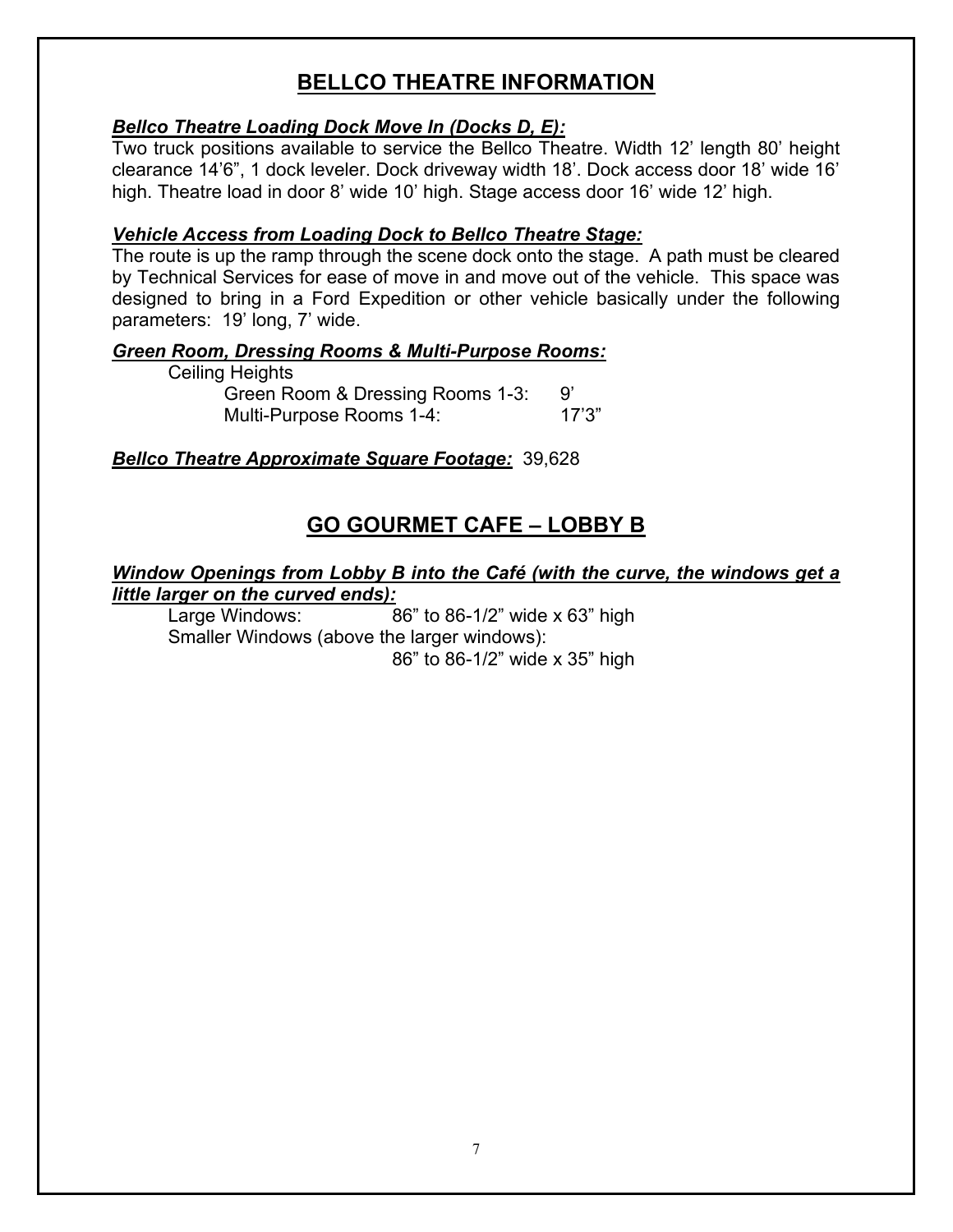## BELLCO THEATRE INFORMATION

***Bellco Theatre Loading Dock Move In (Docks D, E):***

Two truck positions available to service the Bellco Theatre. Width 12' length 80' height clearance 14'6", 1 dock leveler. Dock driveway width 18'. Dock access door 18' wide 16' high. Theatre load in door 8' wide 10' high. Stage access door 16' wide 12' high.

***Vehicle Access from Loading Dock to Bellco Theatre Stage:***

The route is up the ramp through the scene dock onto the stage. A path must be cleared by Technical Services for ease of move in and move out of the vehicle. This space was designed to bring in a Ford Expedition or other vehicle basically under the following parameters: 19' long, 7' wide.

***Green Room, Dressing Rooms & Multi-Purpose Rooms:***

Ceiling Heights

- Green Room & Dressing Rooms 1-3: 9'
- Multi-Purpose Rooms 1-4: 17'3"

***Bellco Theatre Approximate Square Footage:*** 39,628

## GO GOURMET CAFE – LOBBY B

***Window Openings from Lobby B into the Café (with the curve, the windows get a little larger on the curved ends):***

Large Windows: 86" to 86-1/2" wide x 63" high

Smaller Windows (above the larger windows): 86" to 86-1/2" wide x 35" high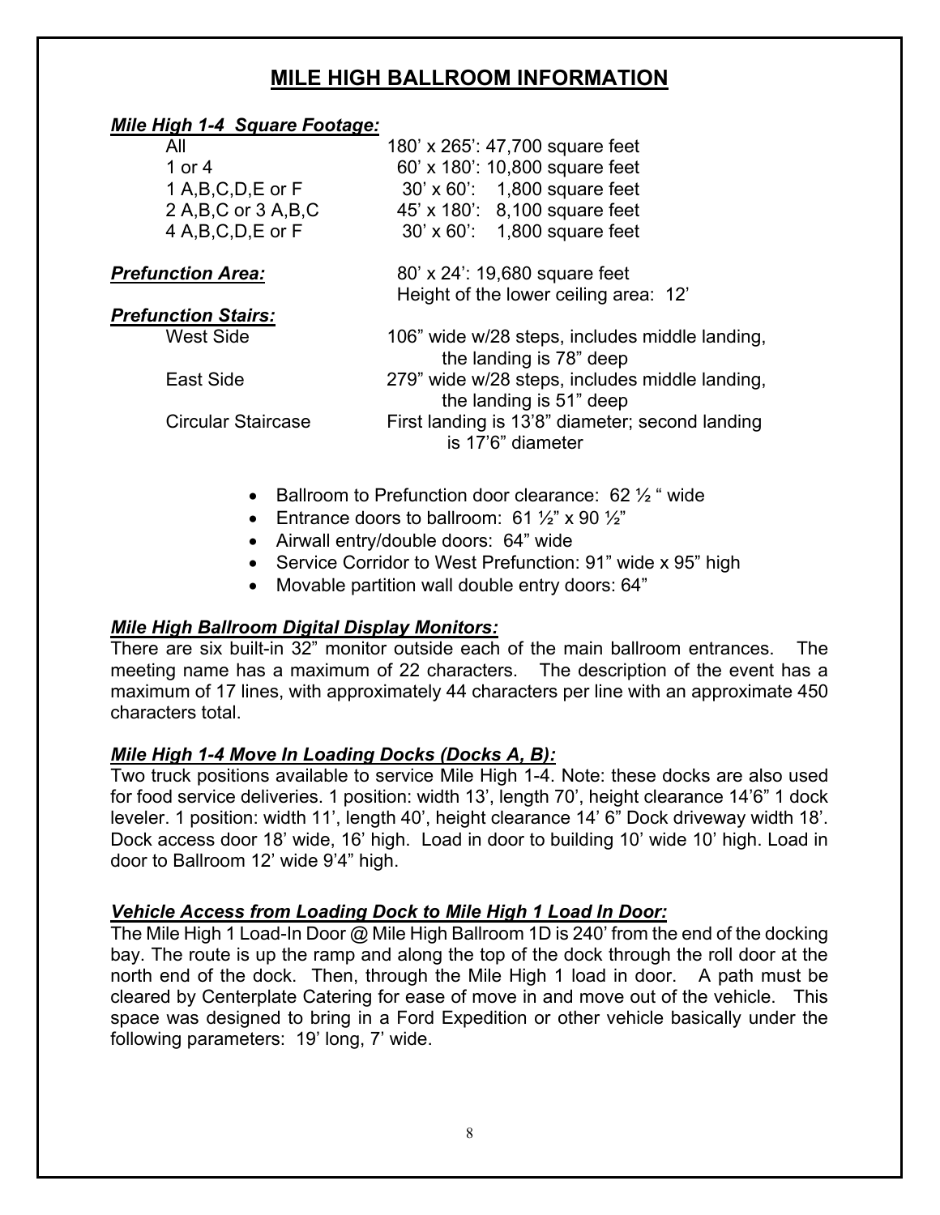# MILE HIGH BALLROOM INFORMATION

***Mile High 1-4 Square Footage:***

| | |
|---|---|
| All | 180' x 265': 47,700 square feet |
| 1 or 4 | 60' x 180': 10,800 square feet |
| 1 A,B,C,D,E or F | 30' x 60': 1,800 square feet |
| 2 A,B,C or 3 A,B,C | 45' x 180': 8,100 square feet |
| 4 A,B,C,D,E or F | 30' x 60': 1,800 square feet |

***Prefunction Area:*** 80' x 24': 19,680 square feet
Height of the lower ceiling area: 12'

***Prefunction Stairs:***

| | |
|---|---|
| West Side | 106" wide w/28 steps, includes middle landing, the landing is 78" deep |
| East Side | 279" wide w/28 steps, includes middle landing, the landing is 51" deep |
| Circular Staircase | First landing is 13'8" diameter; second landing is 17'6" diameter |

- Ballroom to Prefunction door clearance: 62 ½ " wide
- Entrance doors to ballroom: 61 ½" x 90 ½"
- Airwall entry/double doors: 64" wide
- Service Corridor to West Prefunction: 91" wide x 95" high
- Movable partition wall double entry doors: 64"

***Mile High Ballroom Digital Display Monitors:***

There are six built-in 32" monitor outside each of the main ballroom entrances. The meeting name has a maximum of 22 characters. The description of the event has a maximum of 17 lines, with approximately 44 characters per line with an approximate 450 characters total.

***Mile High 1-4 Move In Loading Docks (Docks A, B):***

Two truck positions available to service Mile High 1-4. Note: these docks are also used for food service deliveries. 1 position: width 13', length 70', height clearance 14'6" 1 dock leveler. 1 position: width 11', length 40', height clearance 14' 6" Dock driveway width 18'. Dock access door 18' wide, 16' high. Load in door to building 10' wide 10' high. Load in door to Ballroom 12' wide 9'4" high.

***Vehicle Access from Loading Dock to Mile High 1 Load In Door:***

The Mile High 1 Load-In Door @ Mile High Ballroom 1D is 240' from the end of the docking bay. The route is up the ramp and along the top of the dock through the roll door at the north end of the dock. Then, through the Mile High 1 load in door. A path must be cleared by Centerplate Catering for ease of move in and move out of the vehicle. This space was designed to bring in a Ford Expedition or other vehicle basically under the following parameters: 19' long, 7' wide.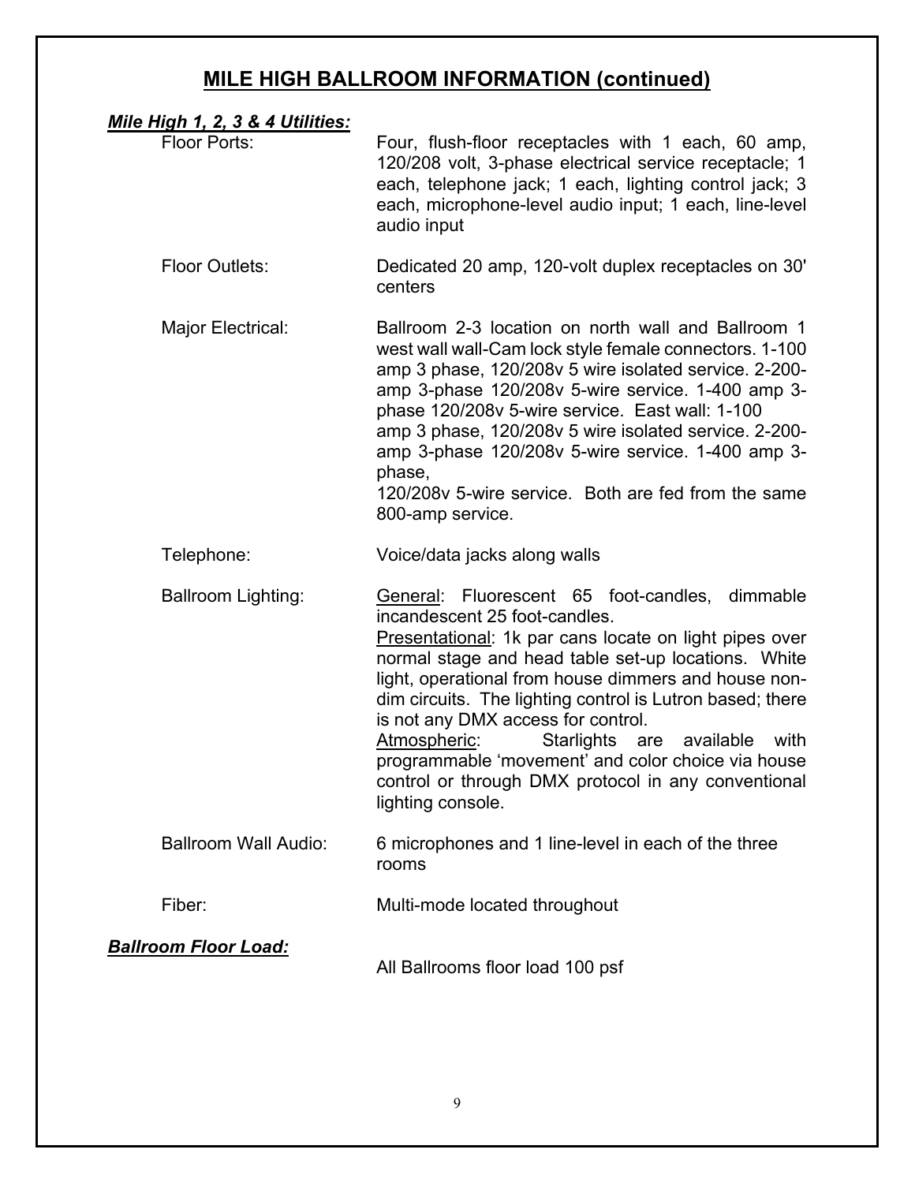## MILE HIGH BALLROOM INFORMATION (continued)

***Mile High 1, 2, 3 & 4 Utilities:***

| | |
|---|---|
| Floor Ports: | Four, flush-floor receptacles with 1 each, 60 amp, 120/208 volt, 3-phase electrical service receptacle; 1 each, telephone jack; 1 each, lighting control jack; 3 each, microphone-level audio input; 1 each, line-level audio input |
| Floor Outlets: | Dedicated 20 amp, 120-volt duplex receptacles on 30' centers |
| Major Electrical: | Ballroom 2-3 location on north wall and Ballroom 1 west wall wall-Cam lock style female connectors. 1-100 amp 3 phase, 120/208v 5 wire isolated service. 2-200-amp 3-phase 120/208v 5-wire service. 1-400 amp 3-phase 120/208v 5-wire service. East wall: 1-100 amp 3 phase, 120/208v 5 wire isolated service. 2-200-amp 3-phase 120/208v 5-wire service. 1-400 amp 3-phase, 120/208v 5-wire service. Both are fed from the same 800-amp service. |
| Telephone: | Voice/data jacks along walls |
| Ballroom Lighting: | General: Fluorescent 65 foot-candles, dimmable incandescent 25 foot-candles. Presentational: 1k par cans locate on light pipes over normal stage and head table set-up locations. White light, operational from house dimmers and house non-dim circuits. The lighting control is Lutron based; there is not any DMX access for control. Atmospheric: Starlights are available with programmable 'movement' and color choice via house control or through DMX protocol in any conventional lighting console. |
| Ballroom Wall Audio: | 6 microphones and 1 line-level in each of the three rooms |
| Fiber: | Multi-mode located throughout |

***Ballroom Floor Load:***

All Ballrooms floor load 100 psf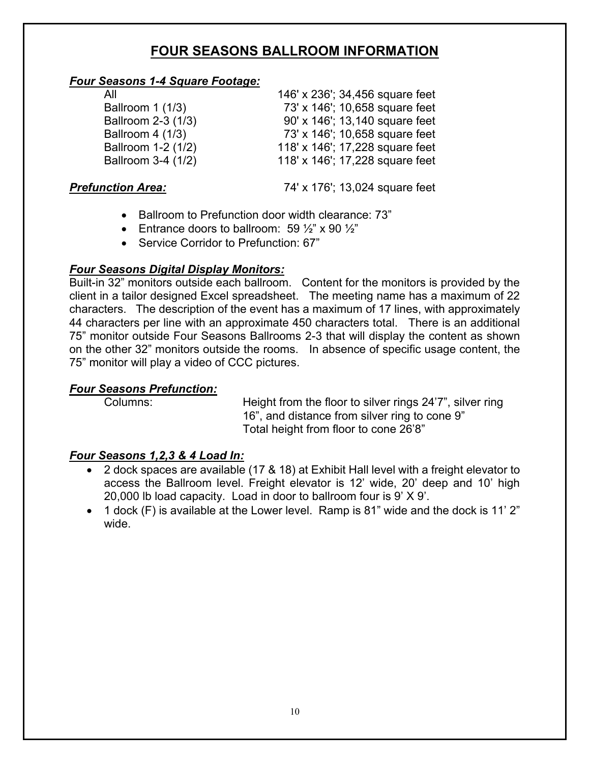# FOUR SEASONS BALLROOM INFORMATION

***Four Seasons 1-4 Square Footage:***

| | |
|---|---|
| All | 146' x 236'; 34,456 square feet |
| Ballroom 1 (1/3) | 73' x 146'; 10,658 square feet |
| Ballroom 2-3 (1/3) | 90' x 146'; 13,140 square feet |
| Ballroom 4 (1/3) | 73' x 146'; 10,658 square feet |
| Ballroom 1-2 (1/2) | 118' x 146'; 17,228 square feet |
| Ballroom 3-4 (1/2) | 118' x 146'; 17,228 square feet |

***Prefunction Area:*** 74' x 176'; 13,024 square feet

- Ballroom to Prefunction door width clearance: 73"
- Entrance doors to ballroom: 59 ½" x 90 ½"
- Service Corridor to Prefunction: 67"

***Four Seasons Digital Display Monitors:***

Built-in 32" monitors outside each ballroom. Content for the monitors is provided by the client in a tailor designed Excel spreadsheet. The meeting name has a maximum of 22 characters. The description of the event has a maximum of 17 lines, with approximately 44 characters per line with an approximate 450 characters total. There is an additional 75" monitor outside Four Seasons Ballrooms 2-3 that will display the content as shown on the other 32" monitors outside the rooms. In absence of specific usage content, the 75" monitor will play a video of CCC pictures.

***Four Seasons Prefunction:***

Columns: Height from the floor to silver rings 24'7", silver ring 16", and distance from silver ring to cone 9"
Total height from floor to cone 26'8"

***Four Seasons 1,2,3 & 4 Load In:***

- 2 dock spaces are available (17 & 18) at Exhibit Hall level with a freight elevator to access the Ballroom level. Freight elevator is 12' wide, 20' deep and 10' high 20,000 lb load capacity. Load in door to ballroom four is 9' X 9'.
- 1 dock (F) is available at the Lower level. Ramp is 81" wide and the dock is 11' 2" wide.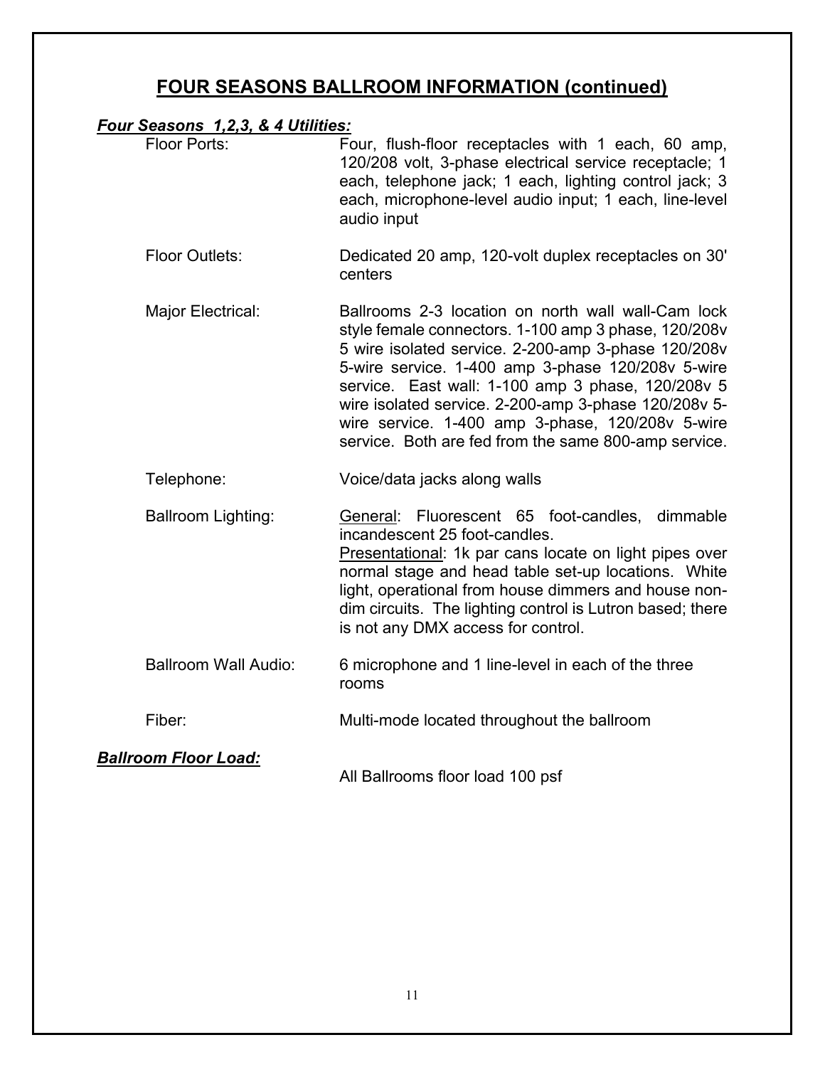## FOUR SEASONS BALLROOM INFORMATION (continued)

***Four Seasons 1,2,3, & 4 Utilities:***

Floor Ports: Four, flush-floor receptacles with 1 each, 60 amp, 120/208 volt, 3-phase electrical service receptacle; 1 each, telephone jack; 1 each, lighting control jack; 3 each, microphone-level audio input; 1 each, line-level audio input

Floor Outlets: Dedicated 20 amp, 120-volt duplex receptacles on 30' centers

Major Electrical: Ballrooms 2-3 location on north wall wall-Cam lock style female connectors. 1-100 amp 3 phase, 120/208v 5 wire isolated service. 2-200-amp 3-phase 120/208v 5-wire service. 1-400 amp 3-phase 120/208v 5-wire service. East wall: 1-100 amp 3 phase, 120/208v 5 wire isolated service. 2-200-amp 3-phase 120/208v 5-wire service. 1-400 amp 3-phase, 120/208v 5-wire service. Both are fed from the same 800-amp service.

Telephone: Voice/data jacks along walls

Ballroom Lighting: General: Fluorescent 65 foot-candles, dimmable incandescent 25 foot-candles.
Presentational: 1k par cans locate on light pipes over normal stage and head table set-up locations. White light, operational from house dimmers and house non-dim circuits. The lighting control is Lutron based; there is not any DMX access for control.

Ballroom Wall Audio: 6 microphone and 1 line-level in each of the three rooms

Fiber: Multi-mode located throughout the ballroom

***Ballroom Floor Load:***

All Ballrooms floor load 100 psf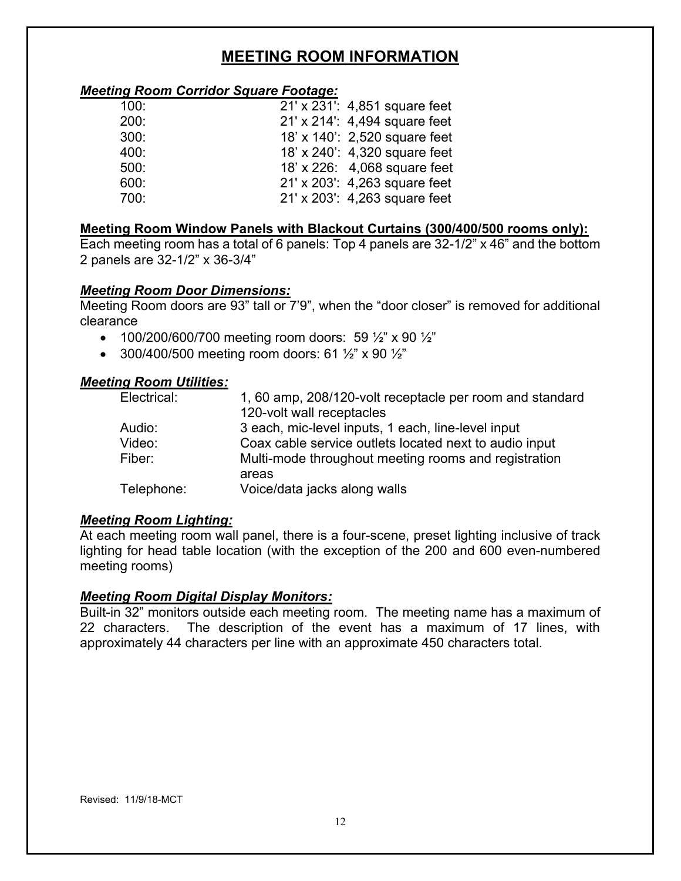# MEETING ROOM INFORMATION

***Meeting Room Corridor Square Footage:***

| | |
|---|---|
| 100: | 21' x 231': 4,851 square feet |
| 200: | 21' x 214': 4,494 square feet |
| 300: | 18' x 140': 2,520 square feet |
| 400: | 18' x 240': 4,320 square feet |
| 500: | 18' x 226: 4,068 square feet |
| 600: | 21' x 203': 4,263 square feet |
| 700: | 21' x 203': 4,263 square feet |

**Meeting Room Window Panels with Blackout Curtains (300/400/500 rooms only):**

Each meeting room has a total of 6 panels: Top 4 panels are 32-1/2" x 46" and the bottom 2 panels are 32-1/2" x 36-3/4"

***Meeting Room Door Dimensions:***

Meeting Room doors are 93" tall or 7'9", when the "door closer" is removed for additional clearance

- 100/200/600/700 meeting room doors: 59 ½" x 90 ½"
- 300/400/500 meeting room doors: 61 ½" x 90 ½"

***Meeting Room Utilities:***

| | |
|---|---|
| Electrical: | 1, 60 amp, 208/120-volt receptacle per room and standard 120-volt wall receptacles |
| Audio: | 3 each, mic-level inputs, 1 each, line-level input |
| Video: | Coax cable service outlets located next to audio input |
| Fiber: | Multi-mode throughout meeting rooms and registration areas |
| Telephone: | Voice/data jacks along walls |

***Meeting Room Lighting:***

At each meeting room wall panel, there is a four-scene, preset lighting inclusive of track lighting for head table location (with the exception of the 200 and 600 even-numbered meeting rooms)

***Meeting Room Digital Display Monitors:***

Built-in 32" monitors outside each meeting room. The meeting name has a maximum of 22 characters. The description of the event has a maximum of 17 lines, with approximately 44 characters per line with an approximate 450 characters total.

Revised: 11/9/18-MCT